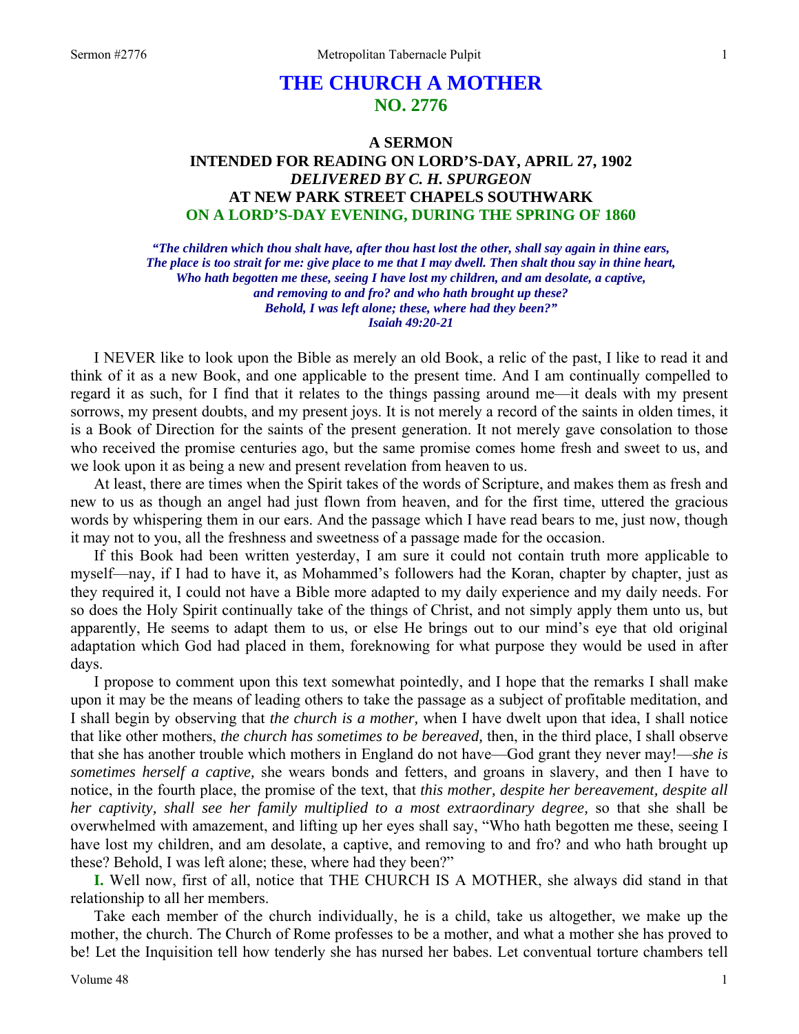# THE CHURCH A MOTHER
## NO. 2776

### A SERMON
### INTENDED FOR READING ON LORD'S-DAY, APRIL 27, 1902
### *DELIVERED BY C. H. SPURGEON*
### AT NEW PARK STREET CHAPELS SOUTHWARK
### ON A LORD'S-DAY EVENING, DURING THE SPRING OF 1860

*"The children which thou shalt have, after thou hast lost the other, shall say again in thine ears, The place is too strait for me: give place to me that I may dwell. Then shalt thou say in thine heart, Who hath begotten me these, seeing I have lost my children, and am desolate, a captive, and removing to and fro? and who hath brought up these? Behold, I was left alone; these, where had they been?"*
*Isaiah 49:20-21*

I NEVER like to look upon the Bible as merely an old Book, a relic of the past, I like to read it and think of it as a new Book, and one applicable to the present time. And I am continually compelled to regard it as such, for I find that it relates to the things passing around me—it deals with my present sorrows, my present doubts, and my present joys. It is not merely a record of the saints in olden times, it is a Book of Direction for the saints of the present generation. It not merely gave consolation to those who received the promise centuries ago, but the same promise comes home fresh and sweet to us, and we look upon it as being a new and present revelation from heaven to us.

At least, there are times when the Spirit takes of the words of Scripture, and makes them as fresh and new to us as though an angel had just flown from heaven, and for the first time, uttered the gracious words by whispering them in our ears. And the passage which I have read bears to me, just now, though it may not to you, all the freshness and sweetness of a passage made for the occasion.

If this Book had been written yesterday, I am sure it could not contain truth more applicable to myself—nay, if I had to have it, as Mohammed's followers had the Koran, chapter by chapter, just as they required it, I could not have a Bible more adapted to my daily experience and my daily needs. For so does the Holy Spirit continually take of the things of Christ, and not simply apply them unto us, but apparently, He seems to adapt them to us, or else He brings out to our mind's eye that old original adaptation which God had placed in them, foreknowing for what purpose they would be used in after days.

I propose to comment upon this text somewhat pointedly, and I hope that the remarks I shall make upon it may be the means of leading others to take the passage as a subject of profitable meditation, and I shall begin by observing that *the church is a mother,* when I have dwelt upon that idea, I shall notice that like other mothers, *the church has sometimes to be bereaved,* then, in the third place, I shall observe that she has another trouble which mothers in England do not have—God grant they never may!—*she is sometimes herself a captive,* she wears bonds and fetters, and groans in slavery, and then I have to notice, in the fourth place, the promise of the text, that *this mother, despite her bereavement, despite all her captivity, shall see her family multiplied to a most extraordinary degree,* so that she shall be overwhelmed with amazement, and lifting up her eyes shall say, "Who hath begotten me these, seeing I have lost my children, and am desolate, a captive, and removing to and fro? and who hath brought up these? Behold, I was left alone; these, where had they been?"

**I.** Well now, first of all, notice that THE CHURCH IS A MOTHER, she always did stand in that relationship to all her members.

Take each member of the church individually, he is a child, take us altogether, we make up the mother, the church. The Church of Rome professes to be a mother, and what a mother she has proved to be! Let the Inquisition tell how tenderly she has nursed her babes. Let conventual torture chambers tell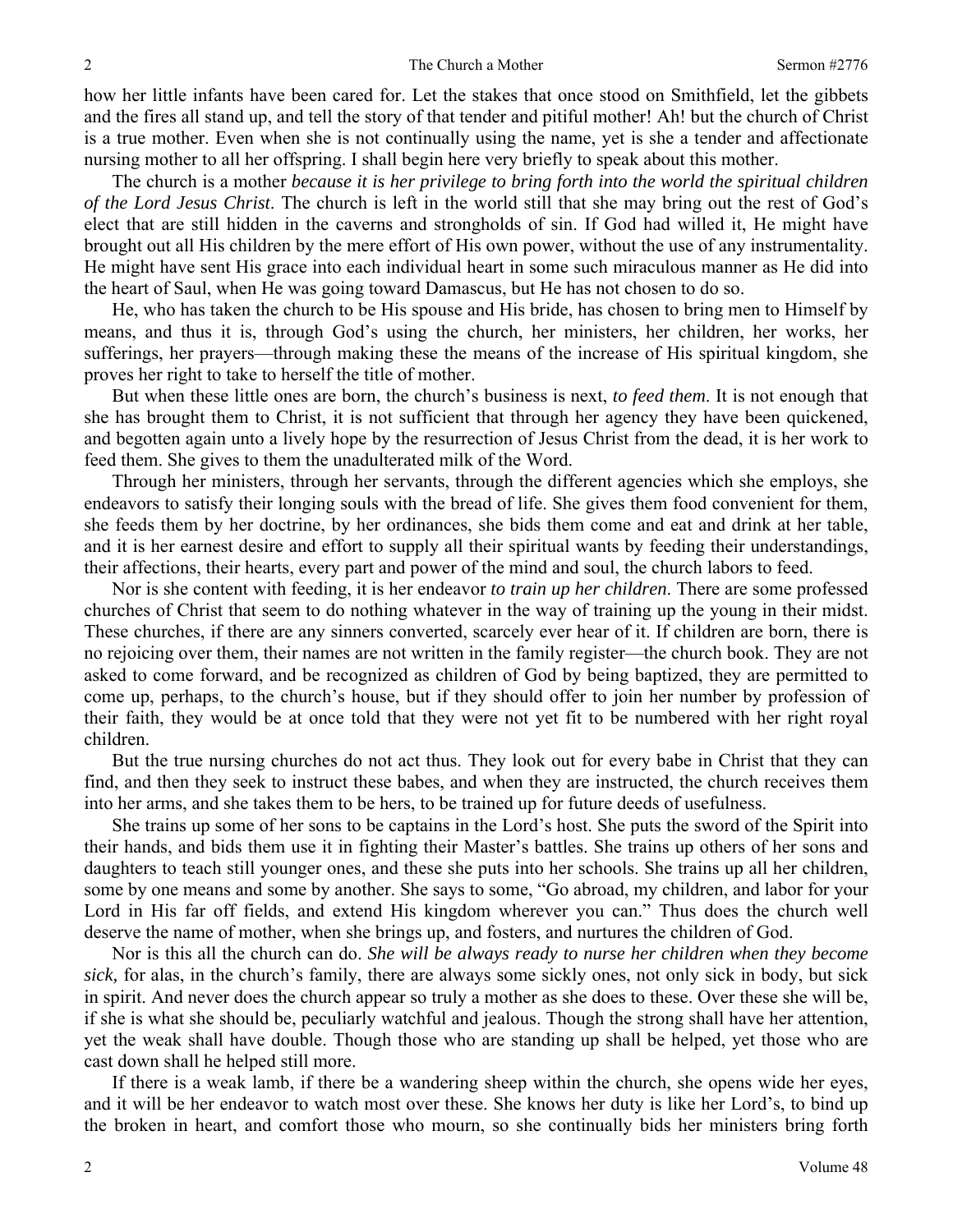how her little infants have been cared for. Let the stakes that once stood on Smithfield, let the gibbets and the fires all stand up, and tell the story of that tender and pitiful mother! Ah! but the church of Christ is a true mother. Even when she is not continually using the name, yet is she a tender and affectionate nursing mother to all her offspring. I shall begin here very briefly to speak about this mother.

The church is a mother *because it is her privilege to bring forth into the world the spiritual children of the Lord Jesus Christ*. The church is left in the world still that she may bring out the rest of God's elect that are still hidden in the caverns and strongholds of sin. If God had willed it, He might have brought out all His children by the mere effort of His own power, without the use of any instrumentality. He might have sent His grace into each individual heart in some such miraculous manner as He did into the heart of Saul, when He was going toward Damascus, but He has not chosen to do so.

He, who has taken the church to be His spouse and His bride, has chosen to bring men to Himself by means, and thus it is, through God's using the church, her ministers, her children, her works, her sufferings, her prayers—through making these the means of the increase of His spiritual kingdom, she proves her right to take to herself the title of mother.

But when these little ones are born, the church's business is next, *to feed them*. It is not enough that she has brought them to Christ, it is not sufficient that through her agency they have been quickened, and begotten again unto a lively hope by the resurrection of Jesus Christ from the dead, it is her work to feed them. She gives to them the unadulterated milk of the Word.

Through her ministers, through her servants, through the different agencies which she employs, she endeavors to satisfy their longing souls with the bread of life. She gives them food convenient for them, she feeds them by her doctrine, by her ordinances, she bids them come and eat and drink at her table, and it is her earnest desire and effort to supply all their spiritual wants by feeding their understandings, their affections, their hearts, every part and power of the mind and soul, the church labors to feed.

Nor is she content with feeding, it is her endeavor *to train up her children*. There are some professed churches of Christ that seem to do nothing whatever in the way of training up the young in their midst. These churches, if there are any sinners converted, scarcely ever hear of it. If children are born, there is no rejoicing over them, their names are not written in the family register—the church book. They are not asked to come forward, and be recognized as children of God by being baptized, they are permitted to come up, perhaps, to the church's house, but if they should offer to join her number by profession of their faith, they would be at once told that they were not yet fit to be numbered with her right royal children.

But the true nursing churches do not act thus. They look out for every babe in Christ that they can find, and then they seek to instruct these babes, and when they are instructed, the church receives them into her arms, and she takes them to be hers, to be trained up for future deeds of usefulness.

She trains up some of her sons to be captains in the Lord's host. She puts the sword of the Spirit into their hands, and bids them use it in fighting their Master's battles. She trains up others of her sons and daughters to teach still younger ones, and these she puts into her schools. She trains up all her children, some by one means and some by another. She says to some, "Go abroad, my children, and labor for your Lord in His far off fields, and extend His kingdom wherever you can." Thus does the church well deserve the name of mother, when she brings up, and fosters, and nurtures the children of God.

Nor is this all the church can do. *She will be always ready to nurse her children when they become sick,* for alas, in the church's family, there are always some sickly ones, not only sick in body, but sick in spirit. And never does the church appear so truly a mother as she does to these. Over these she will be, if she is what she should be, peculiarly watchful and jealous. Though the strong shall have her attention, yet the weak shall have double. Though those who are standing up shall be helped, yet those who are cast down shall he helped still more.

If there is a weak lamb, if there be a wandering sheep within the church, she opens wide her eyes, and it will be her endeavor to watch most over these. She knows her duty is like her Lord's, to bind up the broken in heart, and comfort those who mourn, so she continually bids her ministers bring forth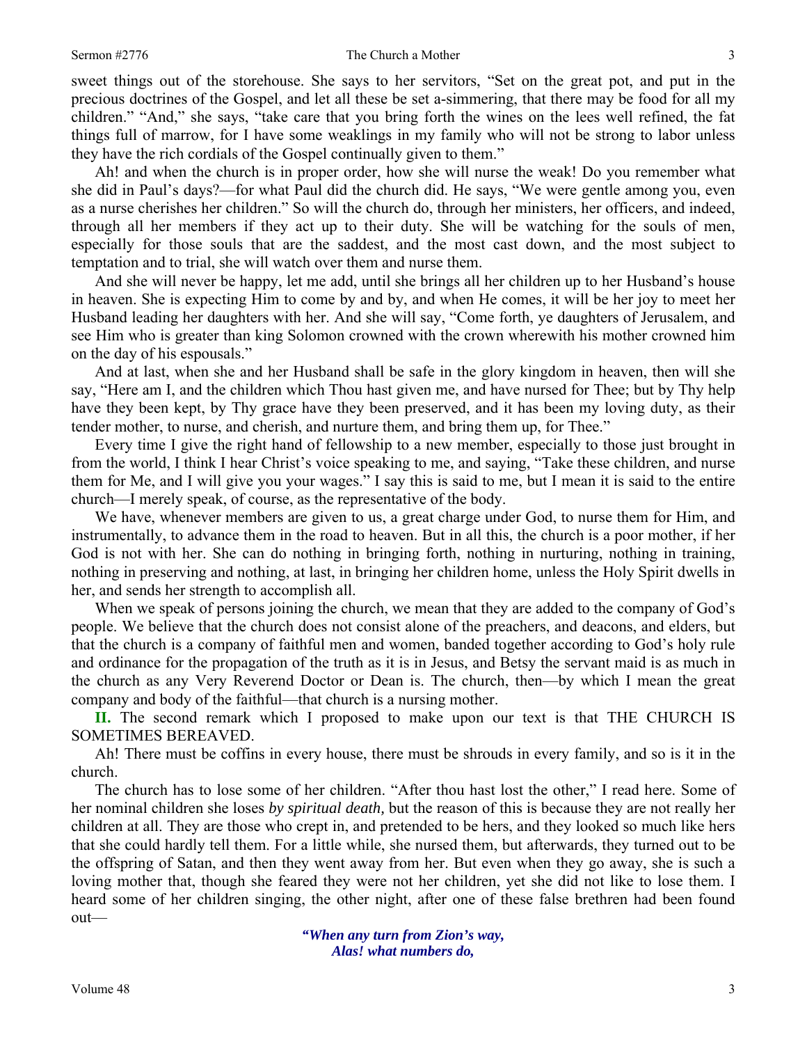sweet things out of the storehouse. She says to her servitors, "Set on the great pot, and put in the precious doctrines of the Gospel, and let all these be set a-simmering, that there may be food for all my children." "And," she says, "take care that you bring forth the wines on the lees well refined, the fat things full of marrow, for I have some weaklings in my family who will not be strong to labor unless they have the rich cordials of the Gospel continually given to them."

Ah! and when the church is in proper order, how she will nurse the weak! Do you remember what she did in Paul's days?—for what Paul did the church did. He says, "We were gentle among you, even as a nurse cherishes her children." So will the church do, through her ministers, her officers, and indeed, through all her members if they act up to their duty. She will be watching for the souls of men, especially for those souls that are the saddest, and the most cast down, and the most subject to temptation and to trial, she will watch over them and nurse them.

And she will never be happy, let me add, until she brings all her children up to her Husband's house in heaven. She is expecting Him to come by and by, and when He comes, it will be her joy to meet her Husband leading her daughters with her. And she will say, "Come forth, ye daughters of Jerusalem, and see Him who is greater than king Solomon crowned with the crown wherewith his mother crowned him on the day of his espousals."

And at last, when she and her Husband shall be safe in the glory kingdom in heaven, then will she say, "Here am I, and the children which Thou hast given me, and have nursed for Thee; but by Thy help have they been kept, by Thy grace have they been preserved, and it has been my loving duty, as their tender mother, to nurse, and cherish, and nurture them, and bring them up, for Thee."

Every time I give the right hand of fellowship to a new member, especially to those just brought in from the world, I think I hear Christ's voice speaking to me, and saying, "Take these children, and nurse them for Me, and I will give you your wages." I say this is said to me, but I mean it is said to the entire church—I merely speak, of course, as the representative of the body.

We have, whenever members are given to us, a great charge under God, to nurse them for Him, and instrumentally, to advance them in the road to heaven. But in all this, the church is a poor mother, if her God is not with her. She can do nothing in bringing forth, nothing in nurturing, nothing in training, nothing in preserving and nothing, at last, in bringing her children home, unless the Holy Spirit dwells in her, and sends her strength to accomplish all.

When we speak of persons joining the church, we mean that they are added to the company of God's people. We believe that the church does not consist alone of the preachers, and deacons, and elders, but that the church is a company of faithful men and women, banded together according to God's holy rule and ordinance for the propagation of the truth as it is in Jesus, and Betsy the servant maid is as much in the church as any Very Reverend Doctor or Dean is. The church, then—by which I mean the great company and body of the faithful—that church is a nursing mother.

**II.** The second remark which I proposed to make upon our text is that THE CHURCH IS SOMETIMES BEREAVED.

Ah! There must be coffins in every house, there must be shrouds in every family, and so is it in the church.

The church has to lose some of her children. "After thou hast lost the other," I read here. Some of her nominal children she loses *by spiritual death,* but the reason of this is because they are not really her children at all. They are those who crept in, and pretended to be hers, and they looked so much like hers that she could hardly tell them. For a little while, she nursed them, but afterwards, they turned out to be the offspring of Satan, and then they went away from her. But even when they go away, she is such a loving mother that, though she feared they were not her children, yet she did not like to lose them. I heard some of her children singing, the other night, after one of these false brethren had been found out—

> ***"When any turn from Zion's way,***
> ***Alas! what numbers do,***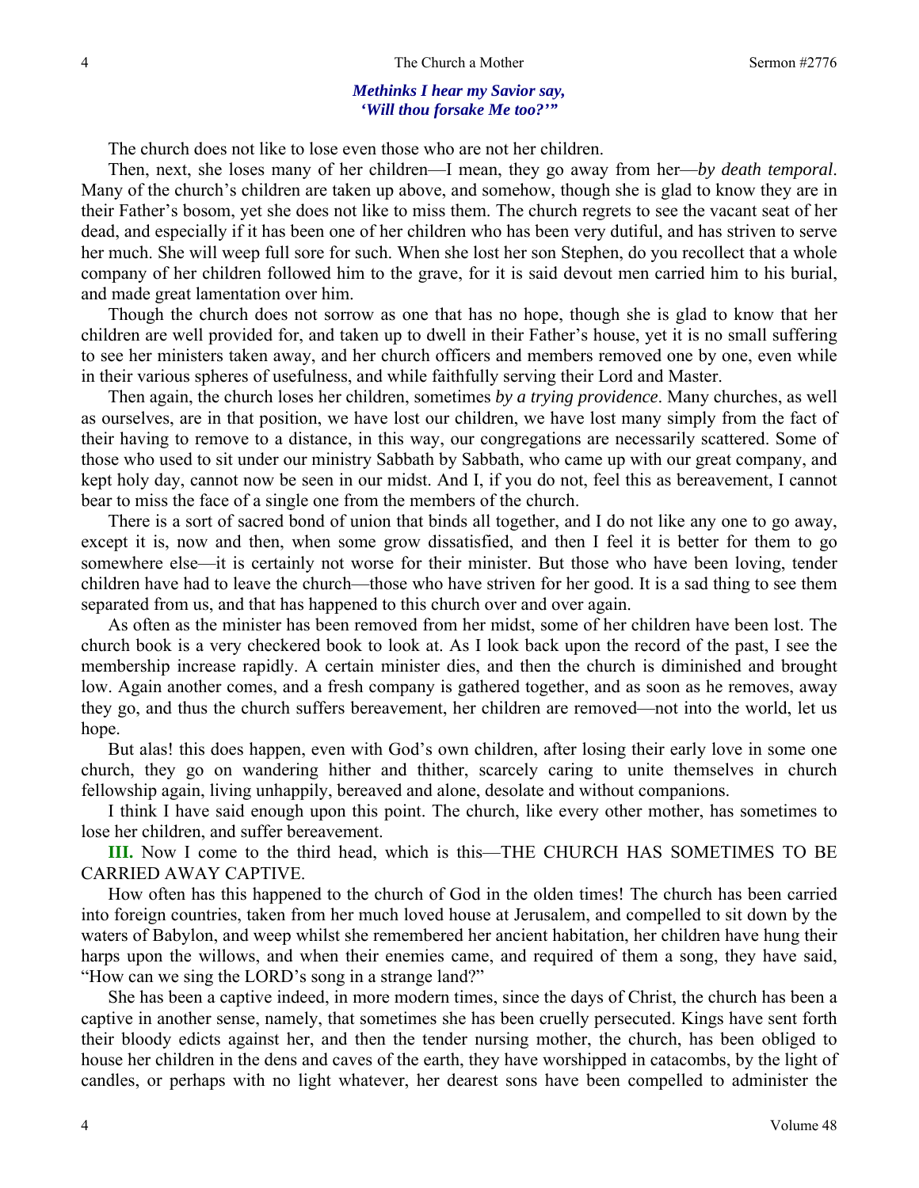*Methinks I hear my Savior say,*
*'Will thou forsake Me too?'"*

The church does not like to lose even those who are not her children.

Then, next, she loses many of her children—I mean, they go away from her—*by death temporal*. Many of the church's children are taken up above, and somehow, though she is glad to know they are in their Father's bosom, yet she does not like to miss them. The church regrets to see the vacant seat of her dead, and especially if it has been one of her children who has been very dutiful, and has striven to serve her much. She will weep full sore for such. When she lost her son Stephen, do you recollect that a whole company of her children followed him to the grave, for it is said devout men carried him to his burial, and made great lamentation over him.

Though the church does not sorrow as one that has no hope, though she is glad to know that her children are well provided for, and taken up to dwell in their Father's house, yet it is no small suffering to see her ministers taken away, and her church officers and members removed one by one, even while in their various spheres of usefulness, and while faithfully serving their Lord and Master.

Then again, the church loses her children, sometimes *by a trying providence*. Many churches, as well as ourselves, are in that position, we have lost our children, we have lost many simply from the fact of their having to remove to a distance, in this way, our congregations are necessarily scattered. Some of those who used to sit under our ministry Sabbath by Sabbath, who came up with our great company, and kept holy day, cannot now be seen in our midst. And I, if you do not, feel this as bereavement, I cannot bear to miss the face of a single one from the members of the church.

There is a sort of sacred bond of union that binds all together, and I do not like any one to go away, except it is, now and then, when some grow dissatisfied, and then I feel it is better for them to go somewhere else—it is certainly not worse for their minister. But those who have been loving, tender children have had to leave the church—those who have striven for her good. It is a sad thing to see them separated from us, and that has happened to this church over and over again.

As often as the minister has been removed from her midst, some of her children have been lost. The church book is a very checkered book to look at. As I look back upon the record of the past, I see the membership increase rapidly. A certain minister dies, and then the church is diminished and brought low. Again another comes, and a fresh company is gathered together, and as soon as he removes, away they go, and thus the church suffers bereavement, her children are removed—not into the world, let us hope.

But alas! this does happen, even with God's own children, after losing their early love in some one church, they go on wandering hither and thither, scarcely caring to unite themselves in church fellowship again, living unhappily, bereaved and alone, desolate and without companions.

I think I have said enough upon this point. The church, like every other mother, has sometimes to lose her children, and suffer bereavement.

**III.** Now I come to the third head, which is this—THE CHURCH HAS SOMETIMES TO BE CARRIED AWAY CAPTIVE.

How often has this happened to the church of God in the olden times! The church has been carried into foreign countries, taken from her much loved house at Jerusalem, and compelled to sit down by the waters of Babylon, and weep whilst she remembered her ancient habitation, her children have hung their harps upon the willows, and when their enemies came, and required of them a song, they have said, "How can we sing the LORD's song in a strange land?"

She has been a captive indeed, in more modern times, since the days of Christ, the church has been a captive in another sense, namely, that sometimes she has been cruelly persecuted. Kings have sent forth their bloody edicts against her, and then the tender nursing mother, the church, has been obliged to house her children in the dens and caves of the earth, they have worshipped in catacombs, by the light of candles, or perhaps with no light whatever, her dearest sons have been compelled to administer the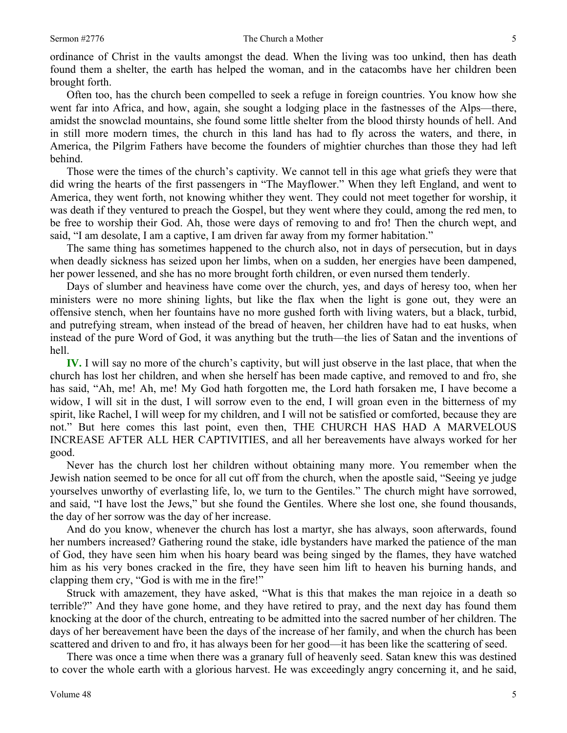ordinance of Christ in the vaults amongst the dead. When the living was too unkind, then has death found them a shelter, the earth has helped the woman, and in the catacombs have her children been brought forth.

Often too, has the church been compelled to seek a refuge in foreign countries. You know how she went far into Africa, and how, again, she sought a lodging place in the fastnesses of the Alps—there, amidst the snowclad mountains, she found some little shelter from the blood thirsty hounds of hell. And in still more modern times, the church in this land has had to fly across the waters, and there, in America, the Pilgrim Fathers have become the founders of mightier churches than those they had left behind.

Those were the times of the church's captivity. We cannot tell in this age what griefs they were that did wring the hearts of the first passengers in "The Mayflower." When they left England, and went to America, they went forth, not knowing whither they went. They could not meet together for worship, it was death if they ventured to preach the Gospel, but they went where they could, among the red men, to be free to worship their God. Ah, those were days of removing to and fro! Then the church wept, and said, "I am desolate, I am a captive, I am driven far away from my former habitation."

The same thing has sometimes happened to the church also, not in days of persecution, but in days when deadly sickness has seized upon her limbs, when on a sudden, her energies have been dampened, her power lessened, and she has no more brought forth children, or even nursed them tenderly.

Days of slumber and heaviness have come over the church, yes, and days of heresy too, when her ministers were no more shining lights, but like the flax when the light is gone out, they were an offensive stench, when her fountains have no more gushed forth with living waters, but a black, turbid, and putrefying stream, when instead of the bread of heaven, her children have had to eat husks, when instead of the pure Word of God, it was anything but the truth—the lies of Satan and the inventions of hell.

**IV.** I will say no more of the church's captivity, but will just observe in the last place, that when the church has lost her children, and when she herself has been made captive, and removed to and fro, she has said, "Ah, me! Ah, me! My God hath forgotten me, the Lord hath forsaken me, I have become a widow, I will sit in the dust, I will sorrow even to the end, I will groan even in the bitterness of my spirit, like Rachel, I will weep for my children, and I will not be satisfied or comforted, because they are not." But here comes this last point, even then, THE CHURCH HAS HAD A MARVELOUS INCREASE AFTER ALL HER CAPTIVITIES, and all her bereavements have always worked for her good.

Never has the church lost her children without obtaining many more. You remember when the Jewish nation seemed to be once for all cut off from the church, when the apostle said, "Seeing ye judge yourselves unworthy of everlasting life, lo, we turn to the Gentiles." The church might have sorrowed, and said, "I have lost the Jews," but she found the Gentiles. Where she lost one, she found thousands, the day of her sorrow was the day of her increase.

And do you know, whenever the church has lost a martyr, she has always, soon afterwards, found her numbers increased? Gathering round the stake, idle bystanders have marked the patience of the man of God, they have seen him when his hoary beard was being singed by the flames, they have watched him as his very bones cracked in the fire, they have seen him lift to heaven his burning hands, and clapping them cry, "God is with me in the fire!"

Struck with amazement, they have asked, "What is this that makes the man rejoice in a death so terrible?" And they have gone home, and they have retired to pray, and the next day has found them knocking at the door of the church, entreating to be admitted into the sacred number of her children. The days of her bereavement have been the days of the increase of her family, and when the church has been scattered and driven to and fro, it has always been for her good—it has been like the scattering of seed.

There was once a time when there was a granary full of heavenly seed. Satan knew this was destined to cover the whole earth with a glorious harvest. He was exceedingly angry concerning it, and he said,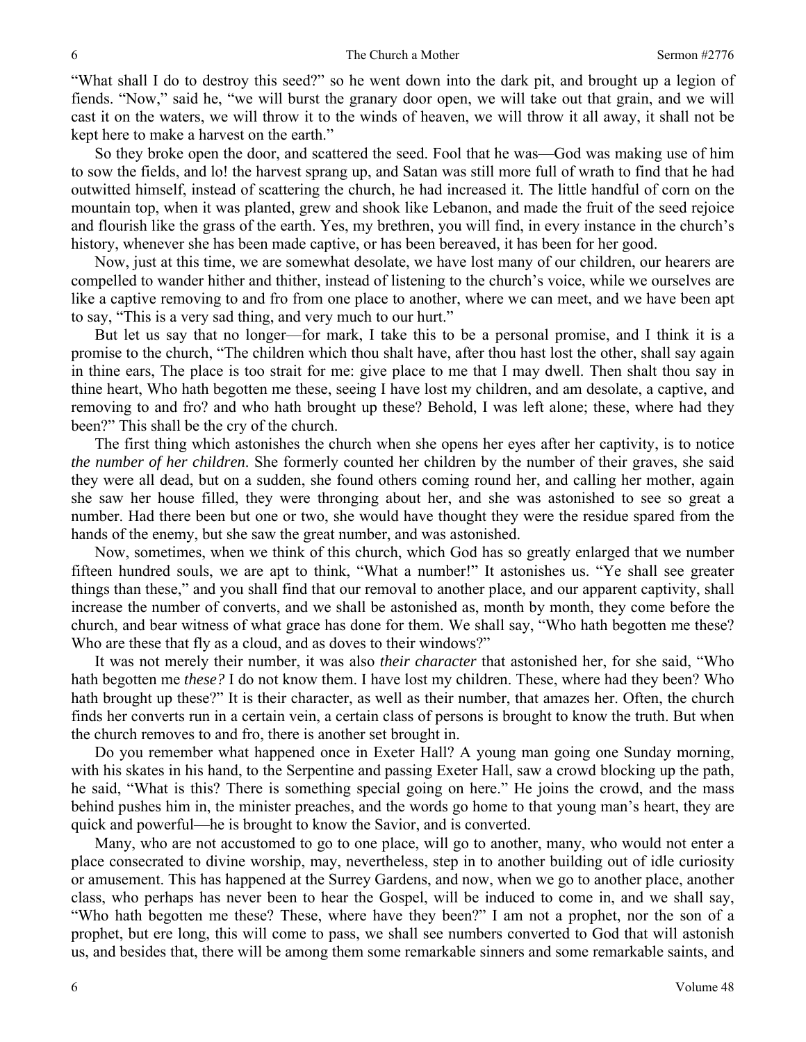"What shall I do to destroy this seed?" so he went down into the dark pit, and brought up a legion of fiends. "Now," said he, "we will burst the granary door open, we will take out that grain, and we will cast it on the waters, we will throw it to the winds of heaven, we will throw it all away, it shall not be kept here to make a harvest on the earth."

So they broke open the door, and scattered the seed. Fool that he was—God was making use of him to sow the fields, and lo! the harvest sprang up, and Satan was still more full of wrath to find that he had outwitted himself, instead of scattering the church, he had increased it. The little handful of corn on the mountain top, when it was planted, grew and shook like Lebanon, and made the fruit of the seed rejoice and flourish like the grass of the earth. Yes, my brethren, you will find, in every instance in the church's history, whenever she has been made captive, or has been bereaved, it has been for her good.

Now, just at this time, we are somewhat desolate, we have lost many of our children, our hearers are compelled to wander hither and thither, instead of listening to the church's voice, while we ourselves are like a captive removing to and fro from one place to another, where we can meet, and we have been apt to say, "This is a very sad thing, and very much to our hurt."

But let us say that no longer—for mark, I take this to be a personal promise, and I think it is a promise to the church, "The children which thou shalt have, after thou hast lost the other, shall say again in thine ears, The place is too strait for me: give place to me that I may dwell. Then shalt thou say in thine heart, Who hath begotten me these, seeing I have lost my children, and am desolate, a captive, and removing to and fro? and who hath brought up these? Behold, I was left alone; these, where had they been?" This shall be the cry of the church.

The first thing which astonishes the church when she opens her eyes after her captivity, is to notice *the number of her children*. She formerly counted her children by the number of their graves, she said they were all dead, but on a sudden, she found others coming round her, and calling her mother, again she saw her house filled, they were thronging about her, and she was astonished to see so great a number. Had there been but one or two, she would have thought they were the residue spared from the hands of the enemy, but she saw the great number, and was astonished.

Now, sometimes, when we think of this church, which God has so greatly enlarged that we number fifteen hundred souls, we are apt to think, "What a number!" It astonishes us. "Ye shall see greater things than these," and you shall find that our removal to another place, and our apparent captivity, shall increase the number of converts, and we shall be astonished as, month by month, they come before the church, and bear witness of what grace has done for them. We shall say, "Who hath begotten me these? Who are these that fly as a cloud, and as doves to their windows?"

It was not merely their number, it was also *their character* that astonished her, for she said, "Who hath begotten me *these?* I do not know them. I have lost my children. These, where had they been? Who hath brought up these?" It is their character, as well as their number, that amazes her. Often, the church finds her converts run in a certain vein, a certain class of persons is brought to know the truth. But when the church removes to and fro, there is another set brought in.

Do you remember what happened once in Exeter Hall? A young man going one Sunday morning, with his skates in his hand, to the Serpentine and passing Exeter Hall, saw a crowd blocking up the path, he said, "What is this? There is something special going on here." He joins the crowd, and the mass behind pushes him in, the minister preaches, and the words go home to that young man's heart, they are quick and powerful—he is brought to know the Savior, and is converted.

Many, who are not accustomed to go to one place, will go to another, many, who would not enter a place consecrated to divine worship, may, nevertheless, step in to another building out of idle curiosity or amusement. This has happened at the Surrey Gardens, and now, when we go to another place, another class, who perhaps has never been to hear the Gospel, will be induced to come in, and we shall say, "Who hath begotten me these? These, where have they been?" I am not a prophet, nor the son of a prophet, but ere long, this will come to pass, we shall see numbers converted to God that will astonish us, and besides that, there will be among them some remarkable sinners and some remarkable saints, and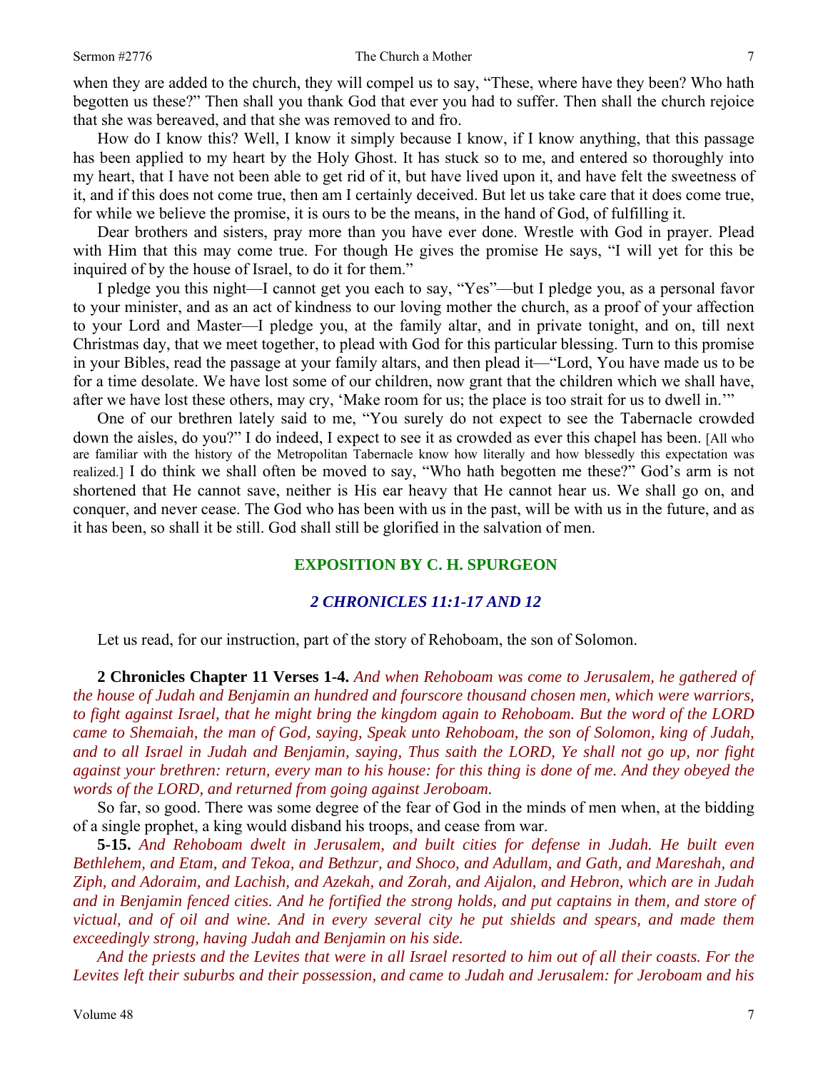when they are added to the church, they will compel us to say, "These, where have they been? Who hath begotten us these?" Then shall you thank God that ever you had to suffer. Then shall the church rejoice that she was bereaved, and that she was removed to and fro.

How do I know this? Well, I know it simply because I know, if I know anything, that this passage has been applied to my heart by the Holy Ghost. It has stuck so to me, and entered so thoroughly into my heart, that I have not been able to get rid of it, but have lived upon it, and have felt the sweetness of it, and if this does not come true, then am I certainly deceived. But let us take care that it does come true, for while we believe the promise, it is ours to be the means, in the hand of God, of fulfilling it.

Dear brothers and sisters, pray more than you have ever done. Wrestle with God in prayer. Plead with Him that this may come true. For though He gives the promise He says, "I will yet for this be inquired of by the house of Israel, to do it for them."

I pledge you this night—I cannot get you each to say, "Yes"—but I pledge you, as a personal favor to your minister, and as an act of kindness to our loving mother the church, as a proof of your affection to your Lord and Master—I pledge you, at the family altar, and in private tonight, and on, till next Christmas day, that we meet together, to plead with God for this particular blessing. Turn to this promise in your Bibles, read the passage at your family altars, and then plead it—"Lord, You have made us to be for a time desolate. We have lost some of our children, now grant that the children which we shall have, after we have lost these others, may cry, 'Make room for us; the place is too strait for us to dwell in.'"

One of our brethren lately said to me, "You surely do not expect to see the Tabernacle crowded down the aisles, do you?" I do indeed, I expect to see it as crowded as ever this chapel has been. [All who are familiar with the history of the Metropolitan Tabernacle know how literally and how blessedly this expectation was realized.] I do think we shall often be moved to say, "Who hath begotten me these?" God's arm is not shortened that He cannot save, neither is His ear heavy that He cannot hear us. We shall go on, and conquer, and never cease. The God who has been with us in the past, will be with us in the future, and as it has been, so shall it be still. God shall still be glorified in the salvation of men.

## EXPOSITION BY C. H. SPURGEON

### *2 CHRONICLES 11:1-17 AND 12*

Let us read, for our instruction, part of the story of Rehoboam, the son of Solomon.

**2 Chronicles Chapter 11 Verses 1-4.** *And when Rehoboam was come to Jerusalem, he gathered of the house of Judah and Benjamin an hundred and fourscore thousand chosen men, which were warriors, to fight against Israel, that he might bring the kingdom again to Rehoboam. But the word of the LORD came to Shemaiah, the man of God, saying, Speak unto Rehoboam, the son of Solomon, king of Judah, and to all Israel in Judah and Benjamin, saying, Thus saith the LORD, Ye shall not go up, nor fight against your brethren: return, every man to his house: for this thing is done of me. And they obeyed the words of the LORD, and returned from going against Jeroboam.*

So far, so good. There was some degree of the fear of God in the minds of men when, at the bidding of a single prophet, a king would disband his troops, and cease from war.

**5-15.** *And Rehoboam dwelt in Jerusalem, and built cities for defense in Judah. He built even Bethlehem, and Etam, and Tekoa, and Bethzur, and Shoco, and Adullam, and Gath, and Mareshah, and Ziph, and Adoraim, and Lachish, and Azekah, and Zorah, and Aijalon, and Hebron, which are in Judah and in Benjamin fenced cities. And he fortified the strong holds, and put captains in them, and store of victual, and of oil and wine. And in every several city he put shields and spears, and made them exceedingly strong, having Judah and Benjamin on his side.*

*And the priests and the Levites that were in all Israel resorted to him out of all their coasts. For the Levites left their suburbs and their possession, and came to Judah and Jerusalem: for Jeroboam and his*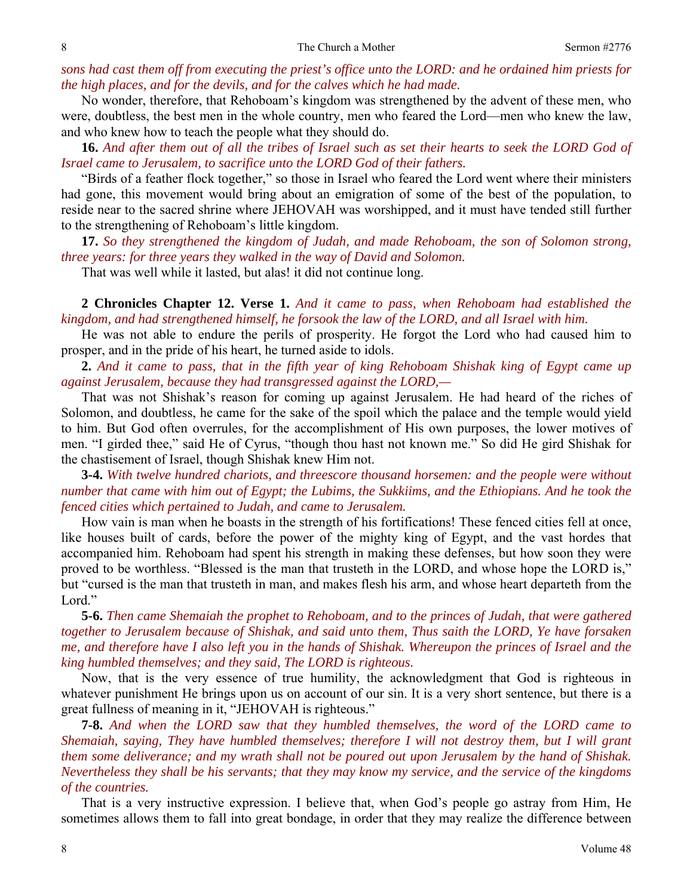*sons had cast them off from executing the priest's office unto the LORD: and he ordained him priests for the high places, and for the devils, and for the calves which he had made.*

No wonder, therefore, that Rehoboam's kingdom was strengthened by the advent of these men, who were, doubtless, the best men in the whole country, men who feared the Lord—men who knew the law, and who knew how to teach the people what they should do.

**16.** *And after them out of all the tribes of Israel such as set their hearts to seek the LORD God of Israel came to Jerusalem, to sacrifice unto the LORD God of their fathers.*

"Birds of a feather flock together," so those in Israel who feared the Lord went where their ministers had gone, this movement would bring about an emigration of some of the best of the population, to reside near to the sacred shrine where JEHOVAH was worshipped, and it must have tended still further to the strengthening of Rehoboam's little kingdom.

**17.** *So they strengthened the kingdom of Judah, and made Rehoboam, the son of Solomon strong, three years: for three years they walked in the way of David and Solomon.*

That was well while it lasted, but alas! it did not continue long.

**2 Chronicles Chapter 12. Verse 1.** *And it came to pass, when Rehoboam had established the kingdom, and had strengthened himself, he forsook the law of the LORD, and all Israel with him.*

He was not able to endure the perils of prosperity. He forgot the Lord who had caused him to prosper, and in the pride of his heart, he turned aside to idols.

**2.** *And it came to pass, that in the fifth year of king Rehoboam Shishak king of Egypt came up against Jerusalem, because they had transgressed against the LORD,—*

That was not Shishak's reason for coming up against Jerusalem. He had heard of the riches of Solomon, and doubtless, he came for the sake of the spoil which the palace and the temple would yield to him. But God often overrules, for the accomplishment of His own purposes, the lower motives of men. "I girded thee," said He of Cyrus, "though thou hast not known me." So did He gird Shishak for the chastisement of Israel, though Shishak knew Him not.

**3-4.** *With twelve hundred chariots, and threescore thousand horsemen: and the people were without number that came with him out of Egypt; the Lubims, the Sukkiims, and the Ethiopians. And he took the fenced cities which pertained to Judah, and came to Jerusalem.*

How vain is man when he boasts in the strength of his fortifications! These fenced cities fell at once, like houses built of cards, before the power of the mighty king of Egypt, and the vast hordes that accompanied him. Rehoboam had spent his strength in making these defenses, but how soon they were proved to be worthless. "Blessed is the man that trusteth in the LORD, and whose hope the LORD is," but "cursed is the man that trusteth in man, and makes flesh his arm, and whose heart departeth from the Lord."

**5-6.** *Then came Shemaiah the prophet to Rehoboam, and to the princes of Judah, that were gathered together to Jerusalem because of Shishak, and said unto them, Thus saith the LORD, Ye have forsaken me, and therefore have I also left you in the hands of Shishak. Whereupon the princes of Israel and the king humbled themselves; and they said, The LORD is righteous.*

Now, that is the very essence of true humility, the acknowledgment that God is righteous in whatever punishment He brings upon us on account of our sin. It is a very short sentence, but there is a great fullness of meaning in it, "JEHOVAH is righteous."

**7-8.** *And when the LORD saw that they humbled themselves, the word of the LORD came to Shemaiah, saying, They have humbled themselves; therefore I will not destroy them, but I will grant them some deliverance; and my wrath shall not be poured out upon Jerusalem by the hand of Shishak. Nevertheless they shall be his servants; that they may know my service, and the service of the kingdoms of the countries.*

That is a very instructive expression. I believe that, when God's people go astray from Him, He sometimes allows them to fall into great bondage, in order that they may realize the difference between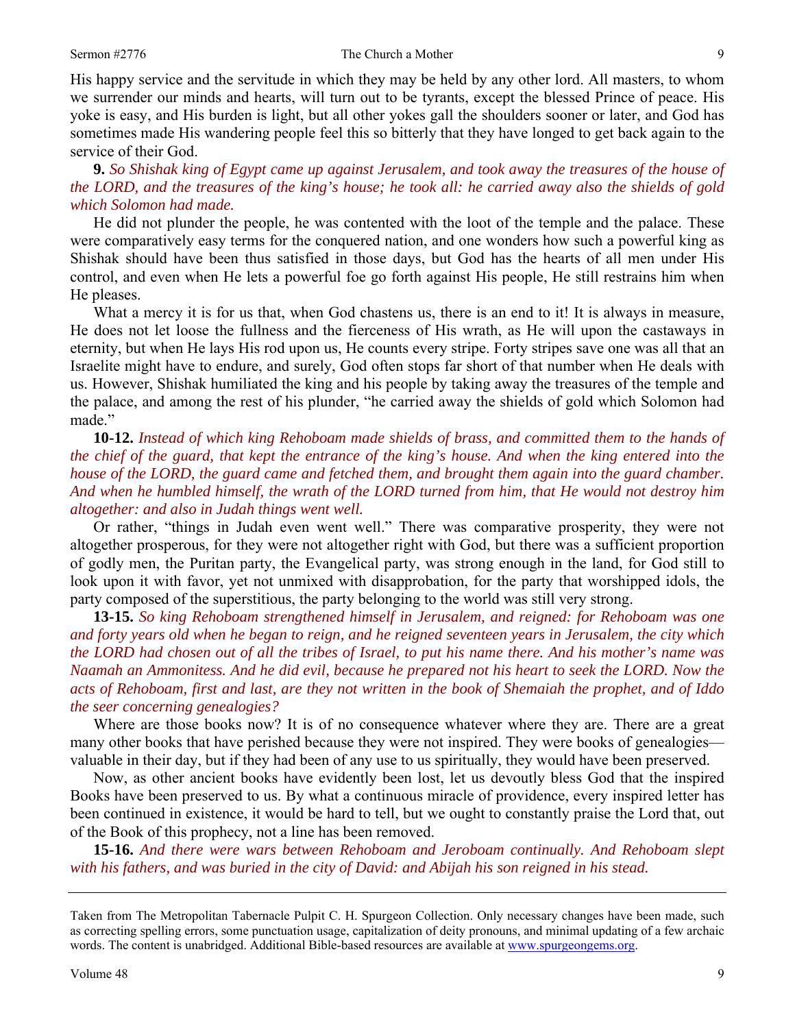His happy service and the servitude in which they may be held by any other lord. All masters, to whom we surrender our minds and hearts, will turn out to be tyrants, except the blessed Prince of peace. His yoke is easy, and His burden is light, but all other yokes gall the shoulders sooner or later, and God has sometimes made His wandering people feel this so bitterly that they have longed to get back again to the service of their God.

**9.** *So Shishak king of Egypt came up against Jerusalem, and took away the treasures of the house of the LORD, and the treasures of the king's house; he took all: he carried away also the shields of gold which Solomon had made.*

He did not plunder the people, he was contented with the loot of the temple and the palace. These were comparatively easy terms for the conquered nation, and one wonders how such a powerful king as Shishak should have been thus satisfied in those days, but God has the hearts of all men under His control, and even when He lets a powerful foe go forth against His people, He still restrains him when He pleases.

What a mercy it is for us that, when God chastens us, there is an end to it! It is always in measure, He does not let loose the fullness and the fierceness of His wrath, as He will upon the castaways in eternity, but when He lays His rod upon us, He counts every stripe. Forty stripes save one was all that an Israelite might have to endure, and surely, God often stops far short of that number when He deals with us. However, Shishak humiliated the king and his people by taking away the treasures of the temple and the palace, and among the rest of his plunder, "he carried away the shields of gold which Solomon had made."

**10-12.** *Instead of which king Rehoboam made shields of brass, and committed them to the hands of the chief of the guard, that kept the entrance of the king's house. And when the king entered into the house of the LORD, the guard came and fetched them, and brought them again into the guard chamber. And when he humbled himself, the wrath of the LORD turned from him, that He would not destroy him altogether: and also in Judah things went well.*

Or rather, "things in Judah even went well." There was comparative prosperity, they were not altogether prosperous, for they were not altogether right with God, but there was a sufficient proportion of godly men, the Puritan party, the Evangelical party, was strong enough in the land, for God still to look upon it with favor, yet not unmixed with disapprobation, for the party that worshipped idols, the party composed of the superstitious, the party belonging to the world was still very strong.

**13-15.** *So king Rehoboam strengthened himself in Jerusalem, and reigned: for Rehoboam was one and forty years old when he began to reign, and he reigned seventeen years in Jerusalem, the city which the LORD had chosen out of all the tribes of Israel, to put his name there. And his mother's name was Naamah an Ammonitess. And he did evil, because he prepared not his heart to seek the LORD. Now the acts of Rehoboam, first and last, are they not written in the book of Shemaiah the prophet, and of Iddo the seer concerning genealogies?*

Where are those books now? It is of no consequence whatever where they are. There are a great many other books that have perished because they were not inspired. They were books of genealogies—valuable in their day, but if they had been of any use to us spiritually, they would have been preserved.

Now, as other ancient books have evidently been lost, let us devoutly bless God that the inspired Books have been preserved to us. By what a continuous miracle of providence, every inspired letter has been continued in existence, it would be hard to tell, but we ought to constantly praise the Lord that, out of the Book of this prophecy, not a line has been removed.

**15-16.** *And there were wars between Rehoboam and Jeroboam continually. And Rehoboam slept with his fathers, and was buried in the city of David: and Abijah his son reigned in his stead.*

---

Taken from The Metropolitan Tabernacle Pulpit C. H. Spurgeon Collection. Only necessary changes have been made, such as correcting spelling errors, some punctuation usage, capitalization of deity pronouns, and minimal updating of a few archaic words. The content is unabridged. Additional Bible-based resources are available at www.spurgeongems.org.